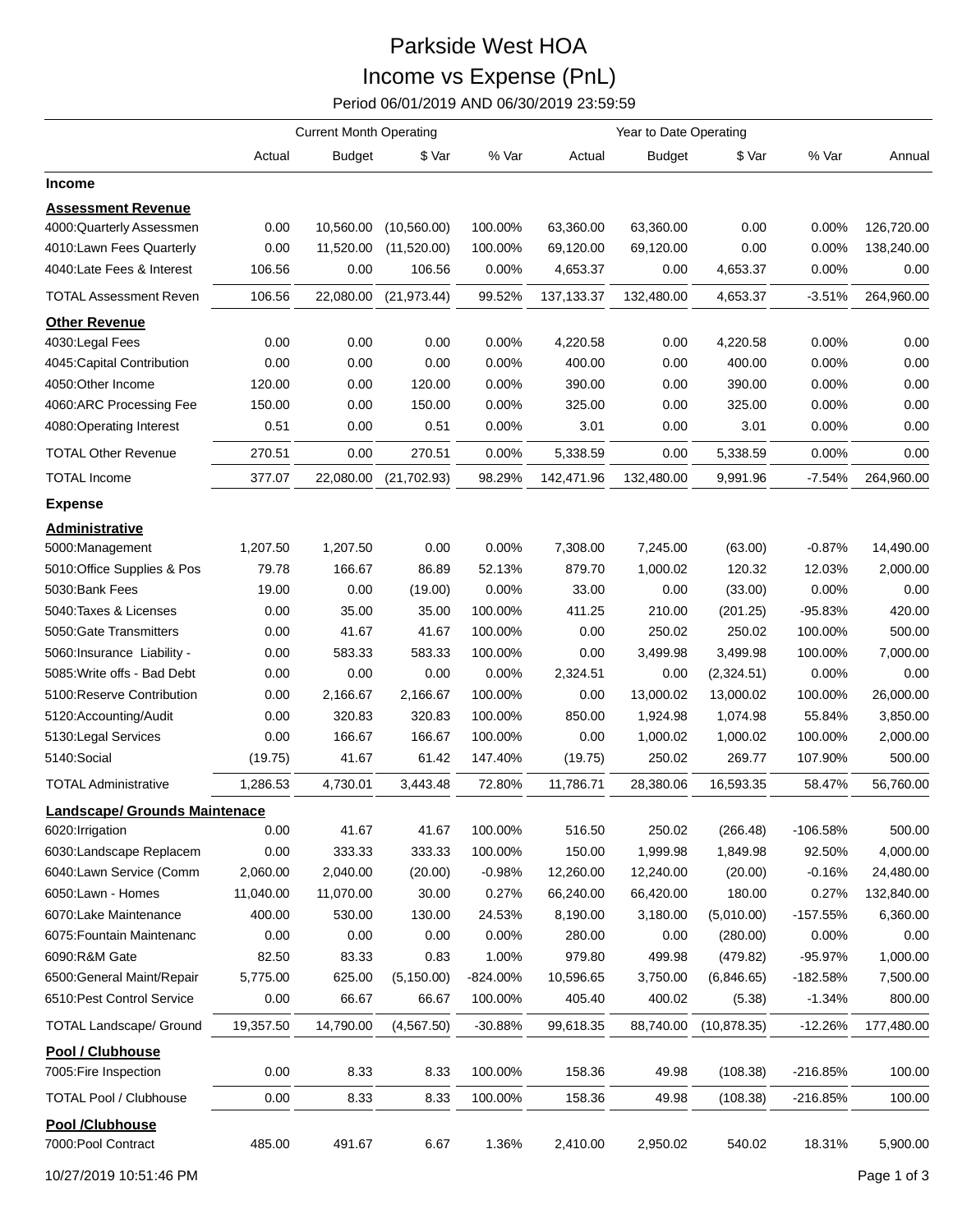# Parkside West HOA

## Income vs Expense (PnL)

Period 06/01/2019 AND 06/30/2019 23:59:59

| | Current Month Operating | | | | Year to Date Operating | | | | |
|---|---|---|---|---|---|---|---|---|---|
| | Actual | Budget | $ Var | % Var | Actual | Budget | $ Var | % Var | Annual |
| **Income** | | | | | | | | | |
| **Assessment Revenue** | | | | | | | | | |
| 4000:Quarterly Assessmen | 0.00 | 10,560.00 | (10,560.00) | 100.00% | 63,360.00 | 63,360.00 | 0.00 | 0.00% | 126,720.00 |
| 4010:Lawn Fees Quarterly | 0.00 | 11,520.00 | (11,520.00) | 100.00% | 69,120.00 | 69,120.00 | 0.00 | 0.00% | 138,240.00 |
| 4040:Late Fees & Interest | 106.56 | 0.00 | 106.56 | 0.00% | 4,653.37 | 0.00 | 4,653.37 | 0.00% | 0.00 |
| TOTAL Assessment Reven | 106.56 | 22,080.00 | (21,973.44) | 99.52% | 137,133.37 | 132,480.00 | 4,653.37 | -3.51% | 264,960.00 |
| **Other Revenue** | | | | | | | | | |
| 4030:Legal Fees | 0.00 | 0.00 | 0.00 | 0.00% | 4,220.58 | 0.00 | 4,220.58 | 0.00% | 0.00 |
| 4045:Capital Contribution | 0.00 | 0.00 | 0.00 | 0.00% | 400.00 | 0.00 | 400.00 | 0.00% | 0.00 |
| 4050:Other Income | 120.00 | 0.00 | 120.00 | 0.00% | 390.00 | 0.00 | 390.00 | 0.00% | 0.00 |
| 4060:ARC Processing Fee | 150.00 | 0.00 | 150.00 | 0.00% | 325.00 | 0.00 | 325.00 | 0.00% | 0.00 |
| 4080:Operating Interest | 0.51 | 0.00 | 0.51 | 0.00% | 3.01 | 0.00 | 3.01 | 0.00% | 0.00 |
| TOTAL Other Revenue | 270.51 | 0.00 | 270.51 | 0.00% | 5,338.59 | 0.00 | 5,338.59 | 0.00% | 0.00 |
| TOTAL Income | 377.07 | 22,080.00 | (21,702.93) | 98.29% | 142,471.96 | 132,480.00 | 9,991.96 | -7.54% | 264,960.00 |
| **Expense** | | | | | | | | | |
| **Administrative** | | | | | | | | | |
| 5000:Management | 1,207.50 | 1,207.50 | 0.00 | 0.00% | 7,308.00 | 7,245.00 | (63.00) | -0.87% | 14,490.00 |
| 5010:Office Supplies & Pos | 79.78 | 166.67 | 86.89 | 52.13% | 879.70 | 1,000.02 | 120.32 | 12.03% | 2,000.00 |
| 5030:Bank Fees | 19.00 | 0.00 | (19.00) | 0.00% | 33.00 | 0.00 | (33.00) | 0.00% | 0.00 |
| 5040:Taxes & Licenses | 0.00 | 35.00 | 35.00 | 100.00% | 411.25 | 210.00 | (201.25) | -95.83% | 420.00 |
| 5050:Gate Transmitters | 0.00 | 41.67 | 41.67 | 100.00% | 0.00 | 250.02 | 250.02 | 100.00% | 500.00 |
| 5060:Insurance Liability - | 0.00 | 583.33 | 583.33 | 100.00% | 0.00 | 3,499.98 | 3,499.98 | 100.00% | 7,000.00 |
| 5085:Write offs - Bad Debt | 0.00 | 0.00 | 0.00 | 0.00% | 2,324.51 | 0.00 | (2,324.51) | 0.00% | 0.00 |
| 5100:Reserve Contribution | 0.00 | 2,166.67 | 2,166.67 | 100.00% | 0.00 | 13,000.02 | 13,000.02 | 100.00% | 26,000.00 |
| 5120:Accounting/Audit | 0.00 | 320.83 | 320.83 | 100.00% | 850.00 | 1,924.98 | 1,074.98 | 55.84% | 3,850.00 |
| 5130:Legal Services | 0.00 | 166.67 | 166.67 | 100.00% | 0.00 | 1,000.02 | 1,000.02 | 100.00% | 2,000.00 |
| 5140:Social | (19.75) | 41.67 | 61.42 | 147.40% | (19.75) | 250.02 | 269.77 | 107.90% | 500.00 |
| TOTAL Administrative | 1,286.53 | 4,730.01 | 3,443.48 | 72.80% | 11,786.71 | 28,380.06 | 16,593.35 | 58.47% | 56,760.00 |
| **Landscape/ Grounds Maintenace** | | | | | | | | | |
| 6020:Irrigation | 0.00 | 41.67 | 41.67 | 100.00% | 516.50 | 250.02 | (266.48) | -106.58% | 500.00 |
| 6030:Landscape Replacem | 0.00 | 333.33 | 333.33 | 100.00% | 150.00 | 1,999.98 | 1,849.98 | 92.50% | 4,000.00 |
| 6040:Lawn Service (Comm | 2,060.00 | 2,040.00 | (20.00) | -0.98% | 12,260.00 | 12,240.00 | (20.00) | -0.16% | 24,480.00 |
| 6050:Lawn - Homes | 11,040.00 | 11,070.00 | 30.00 | 0.27% | 66,240.00 | 66,420.00 | 180.00 | 0.27% | 132,840.00 |
| 6070:Lake Maintenance | 400.00 | 530.00 | 130.00 | 24.53% | 8,190.00 | 3,180.00 | (5,010.00) | -157.55% | 6,360.00 |
| 6075:Fountain Maintenanc | 0.00 | 0.00 | 0.00 | 0.00% | 280.00 | 0.00 | (280.00) | 0.00% | 0.00 |
| 6090:R&M Gate | 82.50 | 83.33 | 0.83 | 1.00% | 979.80 | 499.98 | (479.82) | -95.97% | 1,000.00 |
| 6500:General Maint/Repair | 5,775.00 | 625.00 | (5,150.00) | -824.00% | 10,596.65 | 3,750.00 | (6,846.65) | -182.58% | 7,500.00 |
| 6510:Pest Control Service | 0.00 | 66.67 | 66.67 | 100.00% | 405.40 | 400.02 | (5.38) | -1.34% | 800.00 |
| TOTAL Landscape/ Ground | 19,357.50 | 14,790.00 | (4,567.50) | -30.88% | 99,618.35 | 88,740.00 | (10,878.35) | -12.26% | 177,480.00 |
| **Pool / Clubhouse** | | | | | | | | | |
| 7005:Fire Inspection | 0.00 | 8.33 | 8.33 | 100.00% | 158.36 | 49.98 | (108.38) | -216.85% | 100.00 |
| TOTAL Pool / Clubhouse | 0.00 | 8.33 | 8.33 | 100.00% | 158.36 | 49.98 | (108.38) | -216.85% | 100.00 |
| **Pool /Clubhouse** | | | | | | | | | |
| 7000:Pool Contract | 485.00 | 491.67 | 6.67 | 1.36% | 2,410.00 | 2,950.02 | 540.02 | 18.31% | 5,900.00 |

10/27/2019 10:51:46 PM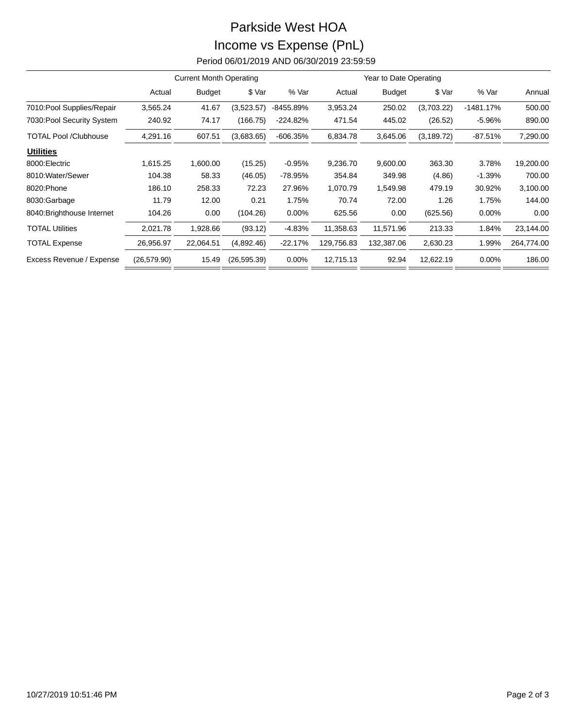# Parkside West HOA

## Income vs Expense (PnL)

Period 06/01/2019 AND 06/30/2019 23:59:59

| | Current Month Operating | | | | Year to Date Operating | | | | |
|---|---|---|---|---|---|---|---|---|---|
| | Actual | Budget | $ Var | % Var | Actual | Budget | $ Var | % Var | Annual |
| 7010:Pool Supplies/Repair | 3,565.24 | 41.67 | (3,523.57) | -8455.89% | 3,953.24 | 250.02 | (3,703.22) | -1481.17% | 500.00 |
| 7030:Pool Security System | 240.92 | 74.17 | (166.75) | -224.82% | 471.54 | 445.02 | (26.52) | -5.96% | 890.00 |
| TOTAL Pool /Clubhouse | 4,291.16 | 607.51 | (3,683.65) | -606.35% | 6,834.78 | 3,645.06 | (3,189.72) | -87.51% | 7,290.00 |
| **Utilities** | | | | | | | | | |
| 8000:Electric | 1,615.25 | 1,600.00 | (15.25) | -0.95% | 9,236.70 | 9,600.00 | 363.30 | 3.78% | 19,200.00 |
| 8010:Water/Sewer | 104.38 | 58.33 | (46.05) | -78.95% | 354.84 | 349.98 | (4.86) | -1.39% | 700.00 |
| 8020:Phone | 186.10 | 258.33 | 72.23 | 27.96% | 1,070.79 | 1,549.98 | 479.19 | 30.92% | 3,100.00 |
| 8030:Garbage | 11.79 | 12.00 | 0.21 | 1.75% | 70.74 | 72.00 | 1.26 | 1.75% | 144.00 |
| 8040:Brighthouse Internet | 104.26 | 0.00 | (104.26) | 0.00% | 625.56 | 0.00 | (625.56) | 0.00% | 0.00 |
| TOTAL Utilities | 2,021.78 | 1,928.66 | (93.12) | -4.83% | 11,358.63 | 11,571.96 | 213.33 | 1.84% | 23,144.00 |
| TOTAL Expense | 26,956.97 | 22,064.51 | (4,892.46) | -22.17% | 129,756.83 | 132,387.06 | 2,630.23 | 1.99% | 264,774.00 |
| Excess Revenue / Expense | (26,579.90) | 15.49 | (26,595.39) | 0.00% | 12,715.13 | 92.94 | 12,622.19 | 0.00% | 186.00 |

10/27/2019 10:51:46 PM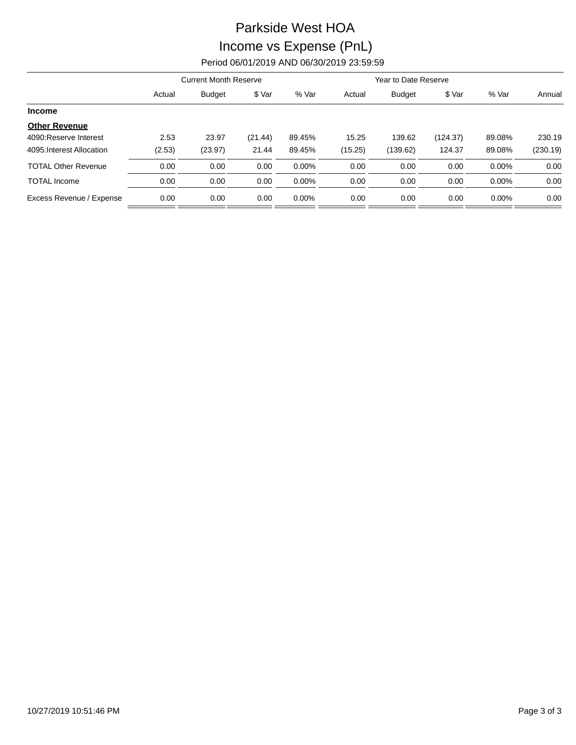# Parkside West HOA

## Income vs Expense (PnL)

Period 06/01/2019 AND 06/30/2019 23:59:59

| | Current Month Reserve | | | | Year to Date Reserve | | | | |
|---|---|---|---|---|---|---|---|---|---|
| | Actual | Budget | $ Var | % Var | Actual | Budget | $ Var | % Var | Annual |
| **Income** | | | | | | | | | |
| **Other Revenue** | | | | | | | | | |
| 4090:Reserve Interest | 2.53 | 23.97 | (21.44) | 89.45% | 15.25 | 139.62 | (124.37) | 89.08% | 230.19 |
| 4095:Interest Allocation | (2.53) | (23.97) | 21.44 | 89.45% | (15.25) | (139.62) | 124.37 | 89.08% | (230.19) |
| TOTAL Other Revenue | 0.00 | 0.00 | 0.00 | 0.00% | 0.00 | 0.00 | 0.00 | 0.00% | 0.00 |
| TOTAL Income | 0.00 | 0.00 | 0.00 | 0.00% | 0.00 | 0.00 | 0.00 | 0.00% | 0.00 |
| Excess Revenue / Expense | 0.00 | 0.00 | 0.00 | 0.00% | 0.00 | 0.00 | 0.00 | 0.00% | 0.00 |

10/27/2019 10:51:46 PM